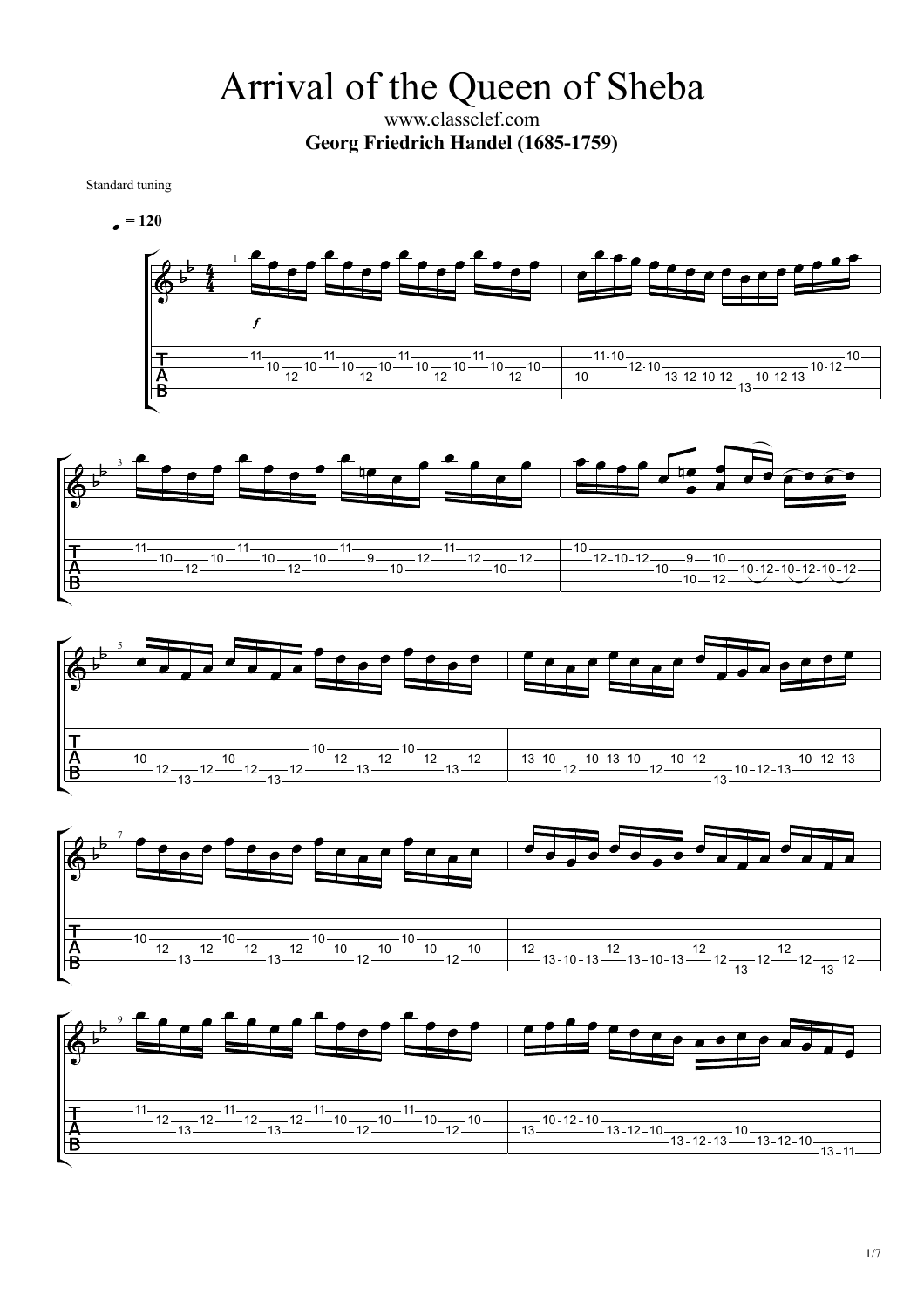# Arrival of the Queen of Sheba

www.classclef.com

**Georg Friedrich Handel (1685-1759)**

Standard tuning

♩ = 120